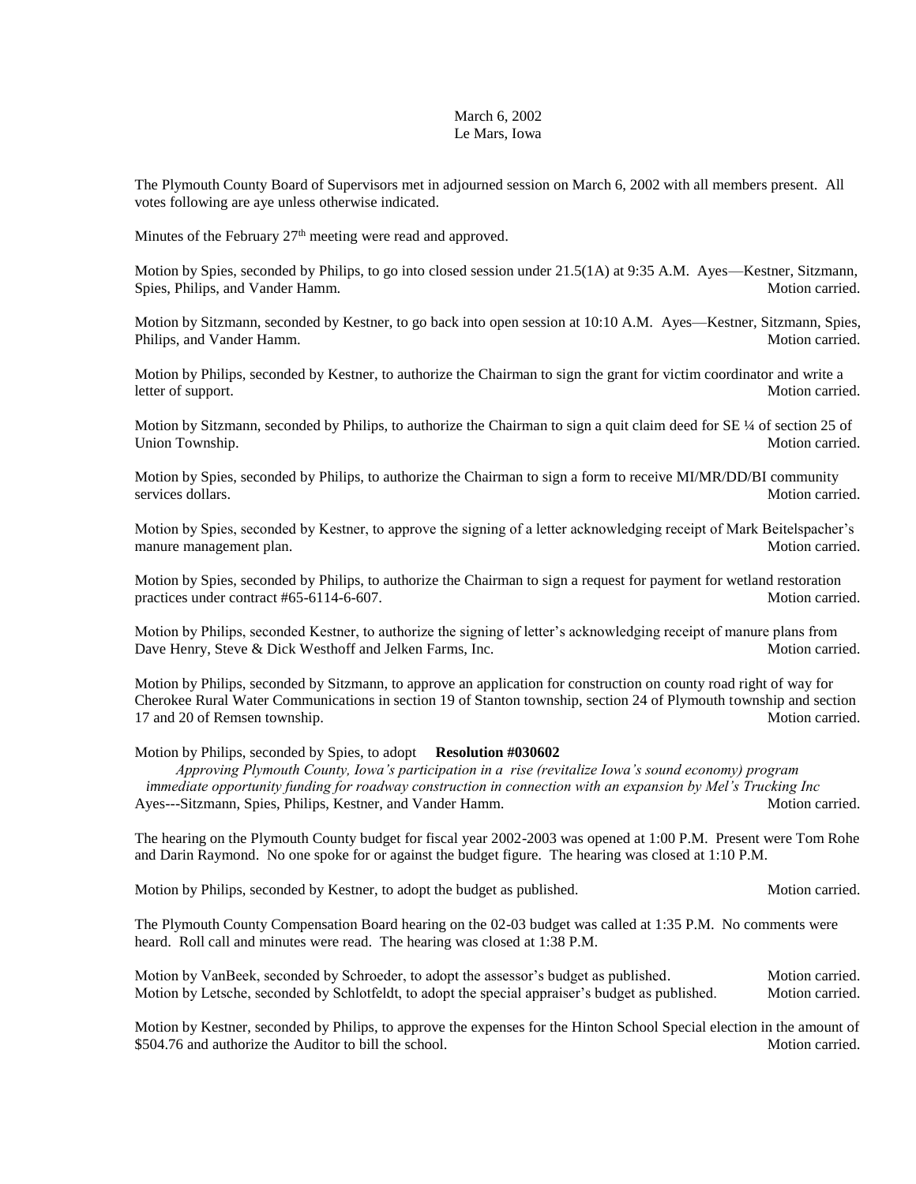March 6, 2002
Le Mars, Iowa

The Plymouth County Board of Supervisors met in adjourned session on March 6, 2002 with all members present. All votes following are aye unless otherwise indicated.

Minutes of the February 27th meeting were read and approved.

Motion by Spies, seconded by Philips, to go into closed session under 21.5(1A) at 9:35 A.M. Ayes—Kestner, Sitzmann, Spies, Philips, and Vander Hamm. Motion carried.

Motion by Sitzmann, seconded by Kestner, to go back into open session at 10:10 A.M. Ayes—Kestner, Sitzmann, Spies, Philips, and Vander Hamm. Motion carried.

Motion by Philips, seconded by Kestner, to authorize the Chairman to sign the grant for victim coordinator and write a letter of support. Motion carried.

Motion by Sitzmann, seconded by Philips, to authorize the Chairman to sign a quit claim deed for SE ¼ of section 25 of Union Township. Motion carried.

Motion by Spies, seconded by Philips, to authorize the Chairman to sign a form to receive MI/MR/DD/BI community services dollars. Motion carried.

Motion by Spies, seconded by Kestner, to approve the signing of a letter acknowledging receipt of Mark Beitelspacher's manure management plan. Motion carried.

Motion by Spies, seconded by Philips, to authorize the Chairman to sign a request for payment for wetland restoration practices under contract #65-6114-6-607. Motion carried.

Motion by Philips, seconded Kestner, to authorize the signing of letter's acknowledging receipt of manure plans from Dave Henry, Steve & Dick Westhoff and Jelken Farms, Inc. Motion carried.

Motion by Philips, seconded by Sitzmann, to approve an application for construction on county road right of way for Cherokee Rural Water Communications in section 19 of Stanton township, section 24 of Plymouth township and section 17 and 20 of Remsen township. Motion carried.

Motion by Philips, seconded by Spies, to adopt **Resolution #030602**

*Approving Plymouth County, Iowa's participation in a rise (revitalize Iowa's sound economy) program immediate opportunity funding for roadway construction in connection with an expansion by Mel's Trucking Inc*

Ayes---Sitzmann, Spies, Philips, Kestner, and Vander Hamm. Motion carried.

The hearing on the Plymouth County budget for fiscal year 2002-2003 was opened at 1:00 P.M. Present were Tom Rohe and Darin Raymond. No one spoke for or against the budget figure. The hearing was closed at 1:10 P.M.

Motion by Philips, seconded by Kestner, to adopt the budget as published. Motion carried.

The Plymouth County Compensation Board hearing on the 02-03 budget was called at 1:35 P.M. No comments were heard. Roll call and minutes were read. The hearing was closed at 1:38 P.M.

Motion by VanBeek, seconded by Schroeder, to adopt the assessor's budget as published. Motion carried.
Motion by Letsche, seconded by Schlotfeldt, to adopt the special appraiser's budget as published. Motion carried.

Motion by Kestner, seconded by Philips, to approve the expenses for the Hinton School Special election in the amount of $504.76 and authorize the Auditor to bill the school. Motion carried.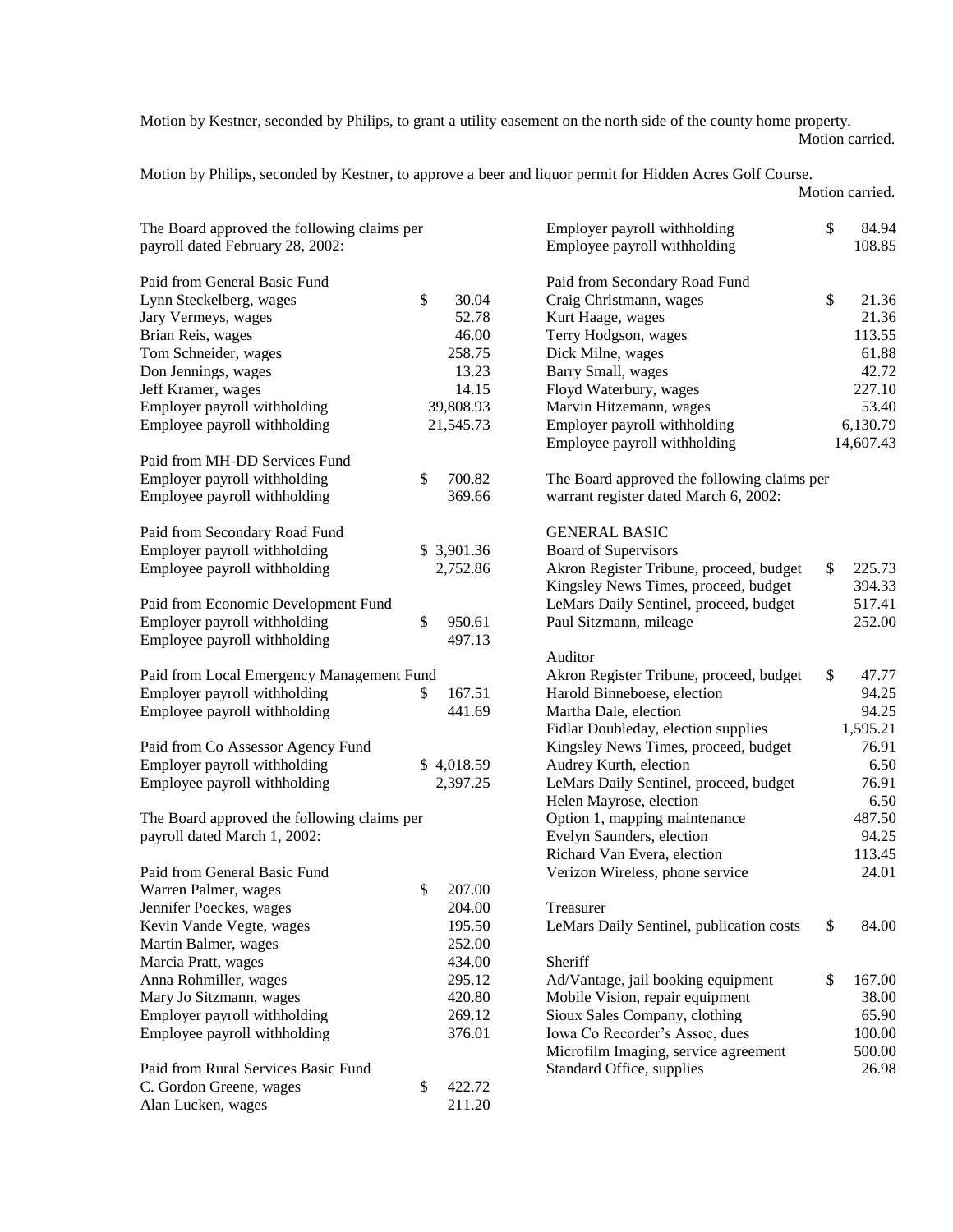Motion by Kestner, seconded by Philips, to grant a utility easement on the north side of the county home property. Motion carried.

Motion by Philips, seconded by Kestner, to approve a beer and liquor permit for Hidden Acres Golf Course. Motion carried.

The Board approved the following claims per payroll dated February 28, 2002:

| | |
|---|---|
| Paid from General Basic Fund | |
| Lynn Steckelberg, wages | $ 30.04 |
| Jary Vermeys, wages | 52.78 |
| Brian Reis, wages | 46.00 |
| Tom Schneider, wages | 258.75 |
| Don Jennings, wages | 13.23 |
| Jeff Kramer, wages | 14.15 |
| Employer payroll withholding | 39,808.93 |
| Employee payroll withholding | 21,545.73 |

| | |
|---|---|
| Paid from MH-DD Services Fund | |
| Employer payroll withholding | $ 700.82 |
| Employee payroll withholding | 369.66 |

| | |
|---|---|
| Paid from Secondary Road Fund | |
| Employer payroll withholding | $ 3,901.36 |
| Employee payroll withholding | 2,752.86 |

| | |
|---|---|
| Paid from Economic Development Fund | |
| Employer payroll withholding | $ 950.61 |
| Employee payroll withholding | 497.13 |

| | |
|---|---|
| Paid from Local Emergency Management Fund | |
| Employer payroll withholding | $ 167.51 |
| Employee payroll withholding | 441.69 |

| | |
|---|---|
| Paid from Co Assessor Agency Fund | |
| Employer payroll withholding | $ 4,018.59 |
| Employee payroll withholding | 2,397.25 |

The Board approved the following claims per payroll dated March 1, 2002:

| | |
|---|---|
| Paid from General Basic Fund | |
| Warren Palmer, wages | $ 207.00 |
| Jennifer Poeckes, wages | 204.00 |
| Kevin Vande Vegte, wages | 195.50 |
| Martin Balmer, wages | 252.00 |
| Marcia Pratt, wages | 434.00 |
| Anna Rohmiller, wages | 295.12 |
| Mary Jo Sitzmann, wages | 420.80 |
| Employer payroll withholding | 269.12 |
| Employee payroll withholding | 376.01 |

| | |
|---|---|
| Paid from Rural Services Basic Fund | |
| C. Gordon Greene, wages | $ 422.72 |
| Alan Lucken, wages | 211.20 |
| Employer payroll withholding | $ 84.94 |
| Employee payroll withholding | 108.85 |

| | |
|---|---|
| Paid from Secondary Road Fund | |
| Craig Christmann, wages | $ 21.36 |
| Kurt Haage, wages | 21.36 |
| Terry Hodgson, wages | 113.55 |
| Dick Milne, wages | 61.88 |
| Barry Small, wages | 42.72 |
| Floyd Waterbury, wages | 227.10 |
| Marvin Hitzemann, wages | 53.40 |
| Employer payroll withholding | 6,130.79 |
| Employee payroll withholding | 14,607.43 |

The Board approved the following claims per warrant register dated March 6, 2002:

GENERAL BASIC

| | |
|---|---|
| Board of Supervisors | |
| Akron Register Tribune, proceed, budget | $ 225.73 |
| Kingsley News Times, proceed, budget | 394.33 |
| LeMars Daily Sentinel, proceed, budget | 517.41 |
| Paul Sitzmann, mileage | 252.00 |

| | |
|---|---|
| Auditor | |
| Akron Register Tribune, proceed, budget | $ 47.77 |
| Harold Binneboese, election | 94.25 |
| Martha Dale, election | 94.25 |
| Fidlar Doubleday, election supplies | 1,595.21 |
| Kingsley News Times, proceed, budget | 76.91 |
| Audrey Kurth, election | 6.50 |
| LeMars Daily Sentinel, proceed, budget | 76.91 |
| Helen Mayrose, election | 6.50 |
| Option 1, mapping maintenance | 487.50 |
| Evelyn Saunders, election | 94.25 |
| Richard Van Evera, election | 113.45 |
| Verizon Wireless, phone service | 24.01 |

| | |
|---|---|
| Treasurer | |
| LeMars Daily Sentinel, publication costs | $ 84.00 |

| | |
|---|---|
| Sheriff | |
| Ad/Vantage, jail booking equipment | $ 167.00 |
| Mobile Vision, repair equipment | 38.00 |
| Sioux Sales Company, clothing | 65.90 |
| Iowa Co Recorder's Assoc, dues | 100.00 |
| Microfilm Imaging, service agreement | 500.00 |
| Standard Office, supplies | 26.98 |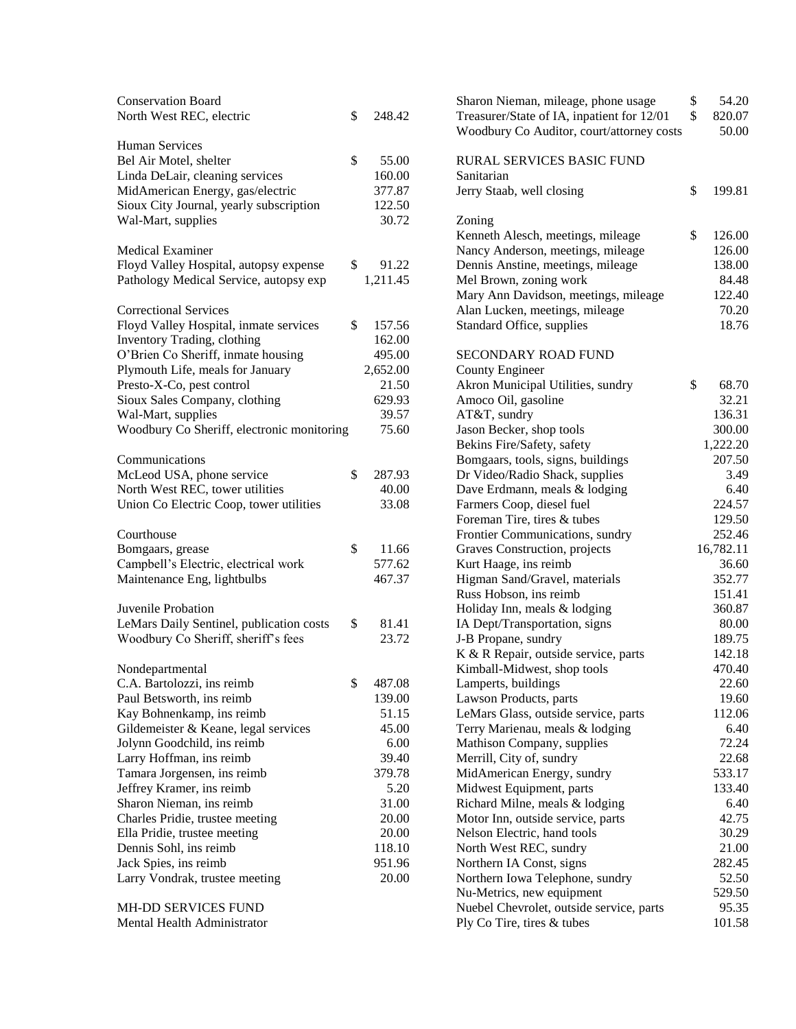Conservation Board

| | |
|---|---|
| North West REC, electric | $ 248.42 |

Human Services

| | |
|---|---|
| Bel Air Motel, shelter | $ 55.00 |
| Linda DeLair, cleaning services | 160.00 |
| MidAmerican Energy, gas/electric | 377.87 |
| Sioux City Journal, yearly subscription | 122.50 |
| Wal-Mart, supplies | 30.72 |

Medical Examiner

| | |
|---|---|
| Floyd Valley Hospital, autopsy expense | $ 91.22 |
| Pathology Medical Service, autopsy exp | 1,211.45 |

Correctional Services

| | |
|---|---|
| Floyd Valley Hospital, inmate services | $ 157.56 |
| Inventory Trading, clothing | 162.00 |
| O'Brien Co Sheriff, inmate housing | 495.00 |
| Plymouth Life, meals for January | 2,652.00 |
| Presto-X-Co, pest control | 21.50 |
| Sioux Sales Company, clothing | 629.93 |
| Wal-Mart, supplies | 39.57 |
| Woodbury Co Sheriff, electronic monitoring | 75.60 |

Communications

| | |
|---|---|
| McLeod USA, phone service | $ 287.93 |
| North West REC, tower utilities | 40.00 |
| Union Co Electric Coop, tower utilities | 33.08 |

Courthouse

| | |
|---|---|
| Bomgaars, grease | $ 11.66 |
| Campbell's Electric, electrical work | 577.62 |
| Maintenance Eng, lightbulbs | 467.37 |

Juvenile Probation

| | |
|---|---|
| LeMars Daily Sentinel, publication costs | $ 81.41 |
| Woodbury Co Sheriff, sheriff's fees | 23.72 |

Nondepartmental

| | |
|---|---|
| C.A. Bartolozzi, ins reimb | $ 487.08 |
| Paul Betsworth, ins reimb | 139.00 |
| Kay Bohnenkamp, ins reimb | 51.15 |
| Gildemeister & Keane, legal services | 45.00 |
| Jolynn Goodchild, ins reimb | 6.00 |
| Larry Hoffman, ins reimb | 39.40 |
| Tamara Jorgensen, ins reimb | 379.78 |
| Jeffrey Kramer, ins reimb | 5.20 |
| Sharon Nieman, ins reimb | 31.00 |
| Charles Pridie, trustee meeting | 20.00 |
| Ella Pridie, trustee meeting | 20.00 |
| Dennis Sohl, ins reimb | 118.10 |
| Jack Spies, ins reimb | 951.96 |
| Larry Vondrak, trustee meeting | 20.00 |

MH-DD SERVICES FUND

Mental Health Administrator

| | |
|---|---|
| Sharon Nieman, mileage, phone usage | $ 54.20 |
| Treasurer/State of IA, inpatient for 12/01 | $ 820.07 |
| Woodbury Co Auditor, court/attorney costs | 50.00 |

RURAL SERVICES BASIC FUND

Sanitarian

| | |
|---|---|
| Jerry Staab, well closing | $ 199.81 |

Zoning

| | |
|---|---|
| Kenneth Alesch, meetings, mileage | $ 126.00 |
| Nancy Anderson, meetings, mileage | 126.00 |
| Dennis Anstine, meetings, mileage | 138.00 |
| Mel Brown, zoning work | 84.48 |
| Mary Ann Davidson, meetings, mileage | 122.40 |
| Alan Lucken, meetings, mileage | 70.20 |
| Standard Office, supplies | 18.76 |

SECONDARY ROAD FUND

County Engineer

| | |
|---|---|
| Akron Municipal Utilities, sundry | $ 68.70 |
| Amoco Oil, gasoline | 32.21 |
| AT&T, sundry | 136.31 |
| Jason Becker, shop tools | 300.00 |
| Bekins Fire/Safety, safety | 1,222.20 |
| Bomgaars, tools, signs, buildings | 207.50 |
| Dr Video/Radio Shack, supplies | 3.49 |
| Dave Erdmann, meals & lodging | 6.40 |
| Farmers Coop, diesel fuel | 224.57 |
| Foreman Tire, tires & tubes | 129.50 |
| Frontier Communications, sundry | 252.46 |
| Graves Construction, projects | 16,782.11 |
| Kurt Haage, ins reimb | 36.60 |
| Higman Sand/Gravel, materials | 352.77 |
| Russ Hobson, ins reimb | 151.41 |
| Holiday Inn, meals & lodging | 360.87 |
| IA Dept/Transportation, signs | 80.00 |
| J-B Propane, sundry | 189.75 |
| K & R Repair, outside service, parts | 142.18 |
| Kimball-Midwest, shop tools | 470.40 |
| Lamperts, buildings | 22.60 |
| Lawson Products, parts | 19.60 |
| LeMars Glass, outside service, parts | 112.06 |
| Terry Marienau, meals & lodging | 6.40 |
| Mathison Company, supplies | 72.24 |
| Merrill, City of, sundry | 22.68 |
| MidAmerican Energy, sundry | 533.17 |
| Midwest Equipment, parts | 133.40 |
| Richard Milne, meals & lodging | 6.40 |
| Motor Inn, outside service, parts | 42.75 |
| Nelson Electric, hand tools | 30.29 |
| North West REC, sundry | 21.00 |
| Northern IA Const, signs | 282.45 |
| Northern Iowa Telephone, sundry | 52.50 |
| Nu-Metrics, new equipment | 529.50 |
| Nuebel Chevrolet, outside service, parts | 95.35 |
| Ply Co Tire, tires & tubes | 101.58 |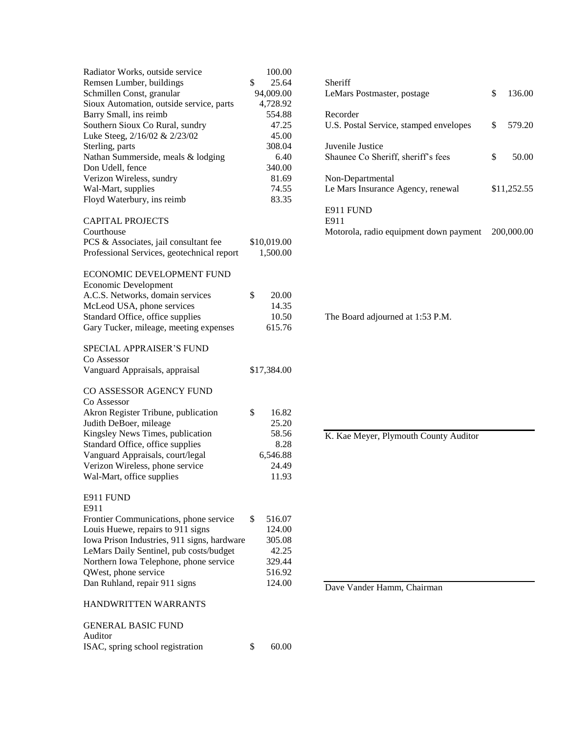| | |
|---|---|
| Radiator Works, outside service | 100.00 |
| Remsen Lumber, buildings | $ 25.64 |
| Schmillen Const, granular | 94,009.00 |
| Sioux Automation, outside service, parts | 4,728.92 |
| Barry Small, ins reimb | 554.88 |
| Southern Sioux Co Rural, sundry | 47.25 |
| Luke Steeg, 2/16/02 & 2/23/02 | 45.00 |
| Sterling, parts | 308.04 |
| Nathan Summerside, meals & lodging | 6.40 |
| Don Udell, fence | 340.00 |
| Verizon Wireless, sundry | 81.69 |
| Wal-Mart, supplies | 74.55 |
| Floyd Waterbury, ins reimb | 83.35 |

CAPITAL PROJECTS
Courthouse

| | |
|---|---|
| PCS & Associates, jail consultant fee | $10,019.00 |
| Professional Services, geotechnical report | 1,500.00 |

ECONOMIC DEVELOPMENT FUND
Economic Development

| | |
|---|---|
| A.C.S. Networks, domain services | $ 20.00 |
| McLeod USA, phone services | 14.35 |
| Standard Office, office supplies | 10.50 |
| Gary Tucker, mileage, meeting expenses | 615.76 |

SPECIAL APPRAISER'S FUND
Co Assessor

| | |
|---|---|
| Vanguard Appraisals, appraisal | $17,384.00 |

CO ASSESSOR AGENCY FUND
Co Assessor

| | |
|---|---|
| Akron Register Tribune, publication | $ 16.82 |
| Judith DeBoer, mileage | 25.20 |
| Kingsley News Times, publication | 58.56 |
| Standard Office, office supplies | 8.28 |
| Vanguard Appraisals, court/legal | 6,546.88 |
| Verizon Wireless, phone service | 24.49 |
| Wal-Mart, office supplies | 11.93 |

E911 FUND
E911

| | |
|---|---|
| Frontier Communications, phone service | $ 516.07 |
| Louis Huewe, repairs to 911 signs | 124.00 |
| Iowa Prison Industries, 911 signs, hardware | 305.08 |
| LeMars Daily Sentinel, pub costs/budget | 42.25 |
| Northern Iowa Telephone, phone service | 329.44 |
| QWest, phone service | 516.92 |
| Dan Ruhland, repair 911 signs | 124.00 |

HANDWRITTEN WARRANTS

GENERAL BASIC FUND
Auditor

| | |
|---|---|
| ISAC, spring school registration | $ 60.00 |

Sheriff

| | |
|---|---|
| LeMars Postmaster, postage | $ 136.00 |

Recorder

| | |
|---|---|
| U.S. Postal Service, stamped envelopes | $ 579.20 |

Juvenile Justice

| | |
|---|---|
| Shaunee Co Sheriff, sheriff's fees | $ 50.00 |

Non-Departmental

| | |
|---|---|
| Le Mars Insurance Agency, renewal | $11,252.55 |

E911 FUND
E911

| | |
|---|---|
| Motorola, radio equipment down payment | 200,000.00 |

The Board adjourned at 1:53 P.M.

K. Kae Meyer, Plymouth County Auditor

Dave Vander Hamm, Chairman